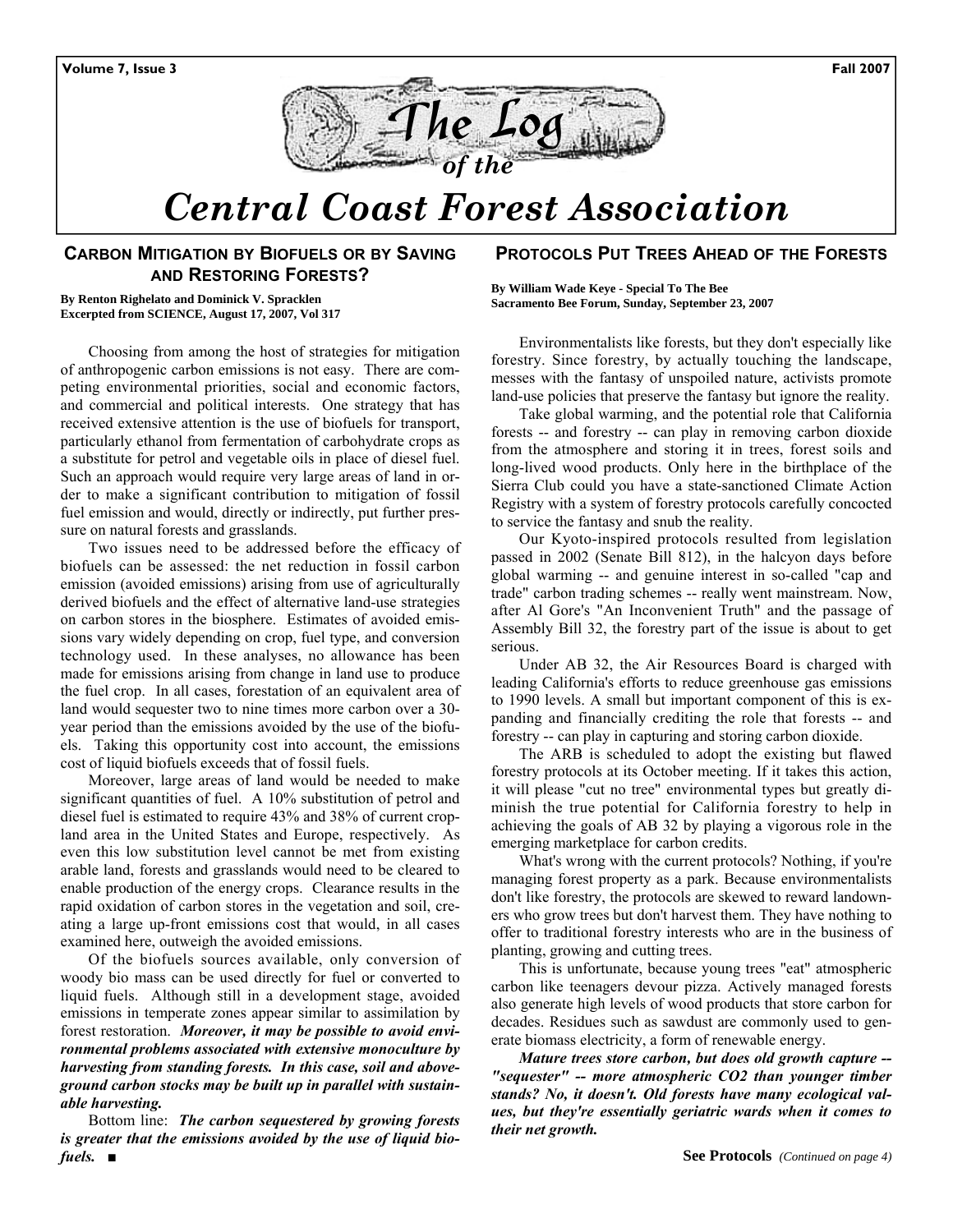Volume 7, Issue 3 | Fall 2007

# The Log of the Central Coast Forest Association

## Carbon Mitigation by Biofuels or by Saving and Restoring Forests?

**By Renton Righelato and Dominick V. Spracklen**
**Excerpted from SCIENCE, August 17, 2007, Vol 317**

Choosing from among the host of strategies for mitigation of anthropogenic carbon emissions is not easy. There are competing environmental priorities, social and economic factors, and commercial and political interests. One strategy that has received extensive attention is the use of biofuels for transport, particularly ethanol from fermentation of carbohydrate crops as a substitute for petrol and vegetable oils in place of diesel fuel. Such an approach would require very large areas of land in order to make a significant contribution to mitigation of fossil fuel emission and would, directly or indirectly, put further pressure on natural forests and grasslands.

Two issues need to be addressed before the efficacy of biofuels can be assessed: the net reduction in fossil carbon emission (avoided emissions) arising from use of agriculturally derived biofuels and the effect of alternative land-use strategies on carbon stores in the biosphere. Estimates of avoided emissions vary widely depending on crop, fuel type, and conversion technology used. In these analyses, no allowance has been made for emissions arising from change in land use to produce the fuel crop. In all cases, forestation of an equivalent area of land would sequester two to nine times more carbon over a 30-year period than the emissions avoided by the use of the biofuels. Taking this opportunity cost into account, the emissions cost of liquid biofuels exceeds that of fossil fuels.

Moreover, large areas of land would be needed to make significant quantities of fuel. A 10% substitution of petrol and diesel fuel is estimated to require 43% and 38% of current cropland area in the United States and Europe, respectively. As even this low substitution level cannot be met from existing arable land, forests and grasslands would need to be cleared to enable production of the energy crops. Clearance results in the rapid oxidation of carbon stores in the vegetation and soil, creating a large up-front emissions cost that would, in all cases examined here, outweigh the avoided emissions.

Of the biofuels sources available, only conversion of woody bio mass can be used directly for fuel or converted to liquid fuels. Although still in a development stage, avoided emissions in temperate zones appear similar to assimilation by forest restoration. ***Moreover, it may be possible to avoid environmental problems associated with extensive monoculture by harvesting from standing forests. In this case, soil and above-ground carbon stocks may be built up in parallel with sustainable harvesting.***

Bottom line: ***The carbon sequestered by growing forests is greater that the emissions avoided by the use of liquid biofuels.*** ■

## Protocols Put Trees Ahead of the Forests

**By William Wade Keye - Special To The Bee**
**Sacramento Bee Forum, Sunday, September 23, 2007**

Environmentalists like forests, but they don't especially like forestry. Since forestry, by actually touching the landscape, messes with the fantasy of unspoiled nature, activists promote land-use policies that preserve the fantasy but ignore the reality.

Take global warming, and the potential role that California forests -- and forestry -- can play in removing carbon dioxide from the atmosphere and storing it in trees, forest soils and long-lived wood products. Only here in the birthplace of the Sierra Club could you have a state-sanctioned Climate Action Registry with a system of forestry protocols carefully concocted to service the fantasy and snub the reality.

Our Kyoto-inspired protocols resulted from legislation passed in 2002 (Senate Bill 812), in the halcyon days before global warming -- and genuine interest in so-called "cap and trade" carbon trading schemes -- really went mainstream. Now, after Al Gore's "An Inconvenient Truth" and the passage of Assembly Bill 32, the forestry part of the issue is about to get serious.

Under AB 32, the Air Resources Board is charged with leading California's efforts to reduce greenhouse gas emissions to 1990 levels. A small but important component of this is expanding and financially crediting the role that forests -- and forestry -- can play in capturing and storing carbon dioxide.

The ARB is scheduled to adopt the existing but flawed forestry protocols at its October meeting. If it takes this action, it will please "cut no tree" environmental types but greatly diminish the true potential for California forestry to help in achieving the goals of AB 32 by playing a vigorous role in the emerging marketplace for carbon credits.

What's wrong with the current protocols? Nothing, if you're managing forest property as a park. Because environmentalists don't like forestry, the protocols are skewed to reward landowners who grow trees but don't harvest them. They have nothing to offer to traditional forestry interests who are in the business of planting, growing and cutting trees.

This is unfortunate, because young trees "eat" atmospheric carbon like teenagers devour pizza. Actively managed forests also generate high levels of wood products that store carbon for decades. Residues such as sawdust are commonly used to generate biomass electricity, a form of renewable energy.

***Mature trees store carbon, but does old growth capture -- "sequester" -- more atmospheric $CO_2$ than younger timber stands? No, it doesn't. Old forests have many ecological values, but they're essentially geriatric wards when it comes to their net growth.***

**See Protocols** *(Continued on page 4)*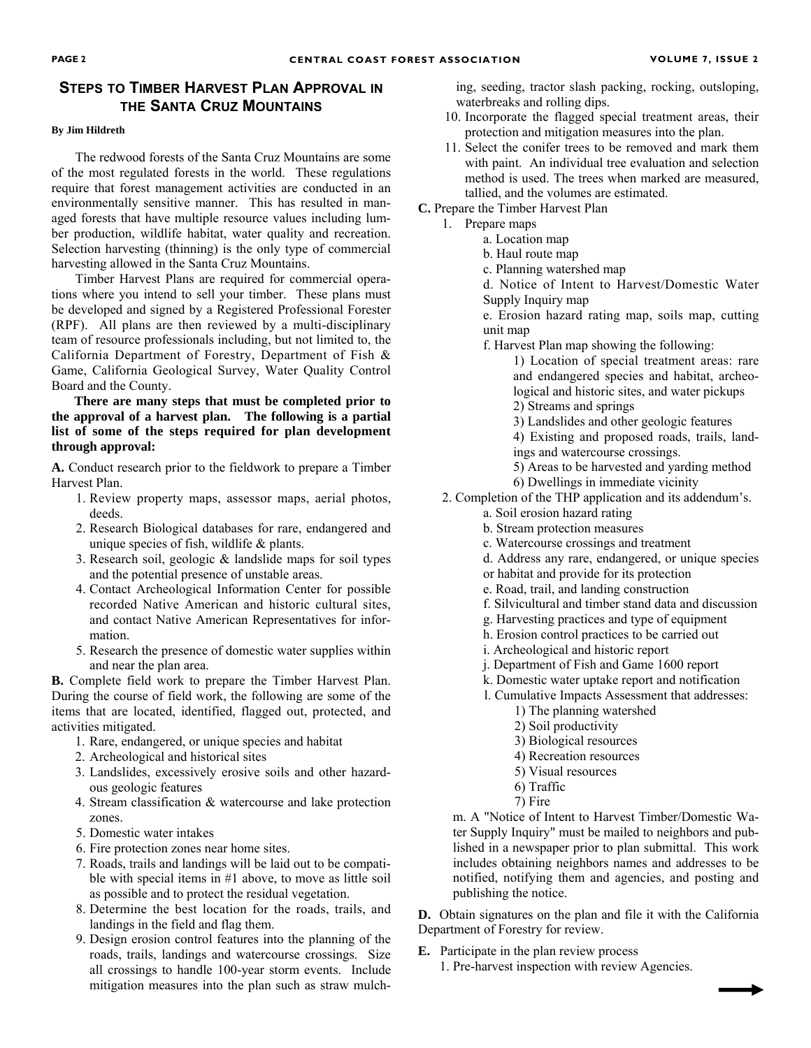## Steps to Timber Harvest Plan Approval in the Santa Cruz Mountains

**By Jim Hildreth**

The redwood forests of the Santa Cruz Mountains are some of the most regulated forests in the world. These regulations require that forest management activities are conducted in an environmentally sensitive manner. This has resulted in managed forests that have multiple resource values including lumber production, wildlife habitat, water quality and recreation. Selection harvesting (thinning) is the only type of commercial harvesting allowed in the Santa Cruz Mountains.

Timber Harvest Plans are required for commercial operations where you intend to sell your timber. These plans must be developed and signed by a Registered Professional Forester (RPF). All plans are then reviewed by a multi-disciplinary team of resource professionals including, but not limited to, the California Department of Forestry, Department of Fish & Game, California Geological Survey, Water Quality Control Board and the County.

**There are many steps that must be completed prior to the approval of a harvest plan. The following is a partial list of some of the steps required for plan development through approval:**

**A.** Conduct research prior to the fieldwork to prepare a Timber Harvest Plan.

1. Review property maps, assessor maps, aerial photos, deeds.
2. Research Biological databases for rare, endangered and unique species of fish, wildlife & plants.
3. Research soil, geologic & landslide maps for soil types and the potential presence of unstable areas.
4. Contact Archeological Information Center for possible recorded Native American and historic cultural sites, and contact Native American Representatives for information.
5. Research the presence of domestic water supplies within and near the plan area.

**B.** Complete field work to prepare the Timber Harvest Plan. During the course of field work, the following are some of the items that are located, identified, flagged out, protected, and activities mitigated.

1. Rare, endangered, or unique species and habitat
2. Archeological and historical sites
3. Landslides, excessively erosive soils and other hazardous geologic features
4. Stream classification & watercourse and lake protection zones.
5. Domestic water intakes
6. Fire protection zones near home sites.
7. Roads, trails and landings will be laid out to be compatible with special items in #1 above, to move as little soil as possible and to protect the residual vegetation.
8. Determine the best location for the roads, trails, and landings in the field and flag them.
9. Design erosion control features into the planning of the roads, trails, landings and watercourse crossings. Size all crossings to handle 100-year storm events. Include mitigation measures into the plan such as straw mulching, seeding, tractor slash packing, rocking, outsloping, waterbreaks and rolling dips.
10. Incorporate the flagged special treatment areas, their protection and mitigation measures into the plan.
11. Select the conifer trees to be removed and mark them with paint. An individual tree evaluation and selection method is used. The trees when marked are measured, tallied, and the volumes are estimated.

**C.** Prepare the Timber Harvest Plan

1. Prepare maps
   - a. Location map
   - b. Haul route map
   - c. Planning watershed map
   - d. Notice of Intent to Harvest/Domestic Water Supply Inquiry map
   - e. Erosion hazard rating map, soils map, cutting unit map
   - f. Harvest Plan map showing the following:
     1) Location of special treatment areas: rare and endangered species and habitat, archeological and historic sites, and water pickups
     2) Streams and springs
     3) Landslides and other geologic features
     4) Existing and proposed roads, trails, landings and watercourse crossings.
     5) Areas to be harvested and yarding method
     6) Dwellings in immediate vicinity
2. Completion of the THP application and its addendum's.
   - a. Soil erosion hazard rating
   - b. Stream protection measures
   - c. Watercourse crossings and treatment
   - d. Address any rare, endangered, or unique species or habitat and provide for its protection
   - e. Road, trail, and landing construction
   - f. Silvicultural and timber stand data and discussion
   - g. Harvesting practices and type of equipment
   - h. Erosion control practices to be carried out
   - i. Archeological and historic report
   - j. Department of Fish and Game 1600 report
   - k. Domestic water uptake report and notification
   - l. Cumulative Impacts Assessment that addresses:
     1) The planning watershed
     2) Soil productivity
     3) Biological resources
     4) Recreation resources
     5) Visual resources
     6) Traffic
     7) Fire
   - m. A "Notice of Intent to Harvest Timber/Domestic Water Supply Inquiry" must be mailed to neighbors and published in a newspaper prior to plan submittal. This work includes obtaining neighbors names and addresses to be notified, notifying them and agencies, and posting and publishing the notice.

**D.** Obtain signatures on the plan and file it with the California Department of Forestry for review.

**E.** Participate in the plan review process

1. Pre-harvest inspection with review Agencies.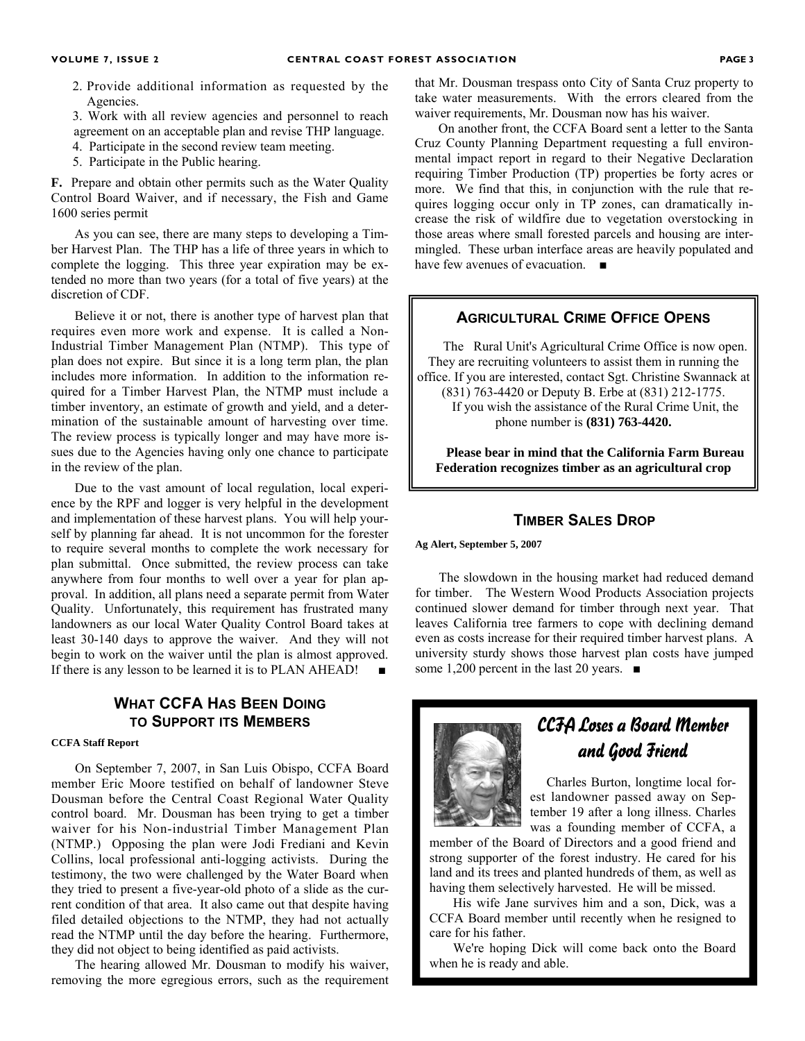2. Provide additional information as requested by the Agencies.
3. Work with all review agencies and personnel to reach agreement on an acceptable plan and revise THP language.
4. Participate in the second review team meeting.
5. Participate in the Public hearing.

**F.** Prepare and obtain other permits such as the Water Quality Control Board Waiver, and if necessary, the Fish and Game 1600 series permit

As you can see, there are many steps to developing a Timber Harvest Plan. The THP has a life of three years in which to complete the logging. This three year expiration may be extended no more than two years (for a total of five years) at the discretion of CDF.

Believe it or not, there is another type of harvest plan that requires even more work and expense. It is called a Non-Industrial Timber Management Plan (NTMP). This type of plan does not expire. But since it is a long term plan, the plan includes more information. In addition to the information required for a Timber Harvest Plan, the NTMP must include a timber inventory, an estimate of growth and yield, and a determination of the sustainable amount of harvesting over time. The review process is typically longer and may have more issues due to the Agencies having only one chance to participate in the review of the plan.

Due to the vast amount of local regulation, local experience by the RPF and logger is very helpful in the development and implementation of these harvest plans. You will help yourself by planning far ahead. It is not uncommon for the forester to require several months to complete the work necessary for plan submittal. Once submitted, the review process can take anywhere from four months to well over a year for plan approval. In addition, all plans need a separate permit from Water Quality. Unfortunately, this requirement has frustrated many landowners as our local Water Quality Control Board takes at least 30-140 days to approve the waiver. And they will not begin to work on the waiver until the plan is almost approved. If there is any lesson to be learned it is to PLAN AHEAD! ■

## What CCFA Has Been Doing to Support its Members

**CCFA Staff Report**

On September 7, 2007, in San Luis Obispo, CCFA Board member Eric Moore testified on behalf of landowner Steve Dousman before the Central Coast Regional Water Quality control board. Mr. Dousman has been trying to get a timber waiver for his Non-industrial Timber Management Plan (NTMP.) Opposing the plan were Jodi Frediani and Kevin Collins, local professional anti-logging activists. During the testimony, the two were challenged by the Water Board when they tried to present a five-year-old photo of a slide as the current condition of that area. It also came out that despite having filed detailed objections to the NTMP, they had not actually read the NTMP until the day before the hearing. Furthermore, they did not object to being identified as paid activists.

The hearing allowed Mr. Dousman to modify his waiver, removing the more egregious errors, such as the requirement that Mr. Dousman trespass onto City of Santa Cruz property to take water measurements. With the errors cleared from the waiver requirements, Mr. Dousman now has his waiver.

On another front, the CCFA Board sent a letter to the Santa Cruz County Planning Department requesting a full environmental impact report in regard to their Negative Declaration requiring Timber Production (TP) properties be forty acres or more. We find that this, in conjunction with the rule that requires logging occur only in TP zones, can dramatically increase the risk of wildfire due to vegetation overstocking in those areas where small forested parcels and housing are intermingled. These urban interface areas are heavily populated and have few avenues of evacuation. ■

## Agricultural Crime Office Opens

The Rural Unit's Agricultural Crime Office is now open. They are recruiting volunteers to assist them in running the office. If you are interested, contact Sgt. Christine Swannack at (831) 763-4420 or Deputy B. Erbe at (831) 212-1775.
If you wish the assistance of the Rural Crime Unit, the phone number is **(831) 763-4420.**

**Please bear in mind that the California Farm Bureau Federation recognizes timber as an agricultural crop**

## Timber Sales Drop

**Ag Alert, September 5, 2007**

The slowdown in the housing market had reduced demand for timber. The Western Wood Products Association projects continued slower demand for timber through next year. That leaves California tree farmers to cope with declining demand even as costs increase for their required timber harvest plans. A university sturdy shows those harvest plan costs have jumped some 1,200 percent in the last 20 years. ■

## CCFA Loses a Board Member and Good Friend

Charles Burton, longtime local forest landowner passed away on September 19 after a long illness. Charles was a founding member of CCFA, a member of the Board of Directors and a good friend and strong supporter of the forest industry. He cared for his land and its trees and planted hundreds of them, as well as having them selectively harvested. He will be missed.

His wife Jane survives him and a son, Dick, was a CCFA Board member until recently when he resigned to care for his father.

We're hoping Dick will come back onto the Board when he is ready and able.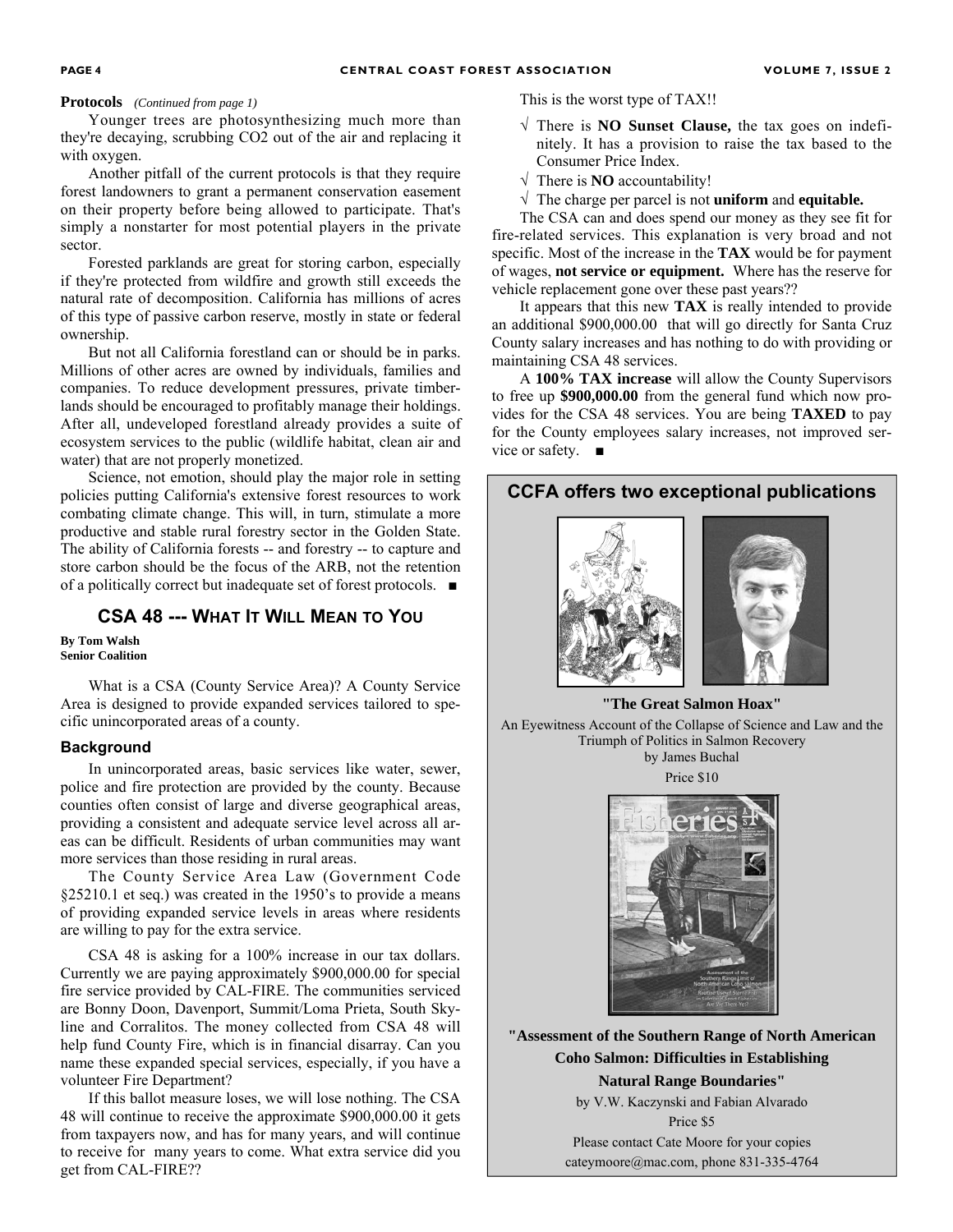**Protocols** *(Continued from page 1)*

Younger trees are photosynthesizing much more than they're decaying, scrubbing $CO_2$ out of the air and replacing it with oxygen.

Another pitfall of the current protocols is that they require forest landowners to grant a permanent conservation easement on their property before being allowed to participate. That's simply a nonstarter for most potential players in the private sector.

Forested parklands are great for storing carbon, especially if they're protected from wildfire and growth still exceeds the natural rate of decomposition. California has millions of acres of this type of passive carbon reserve, mostly in state or federal ownership.

But not all California forestland can or should be in parks. Millions of other acres are owned by individuals, families and companies. To reduce development pressures, private timberlands should be encouraged to profitably manage their holdings. After all, undeveloped forestland already provides a suite of ecosystem services to the public (wildlife habitat, clean air and water) that are not properly monetized.

Science, not emotion, should play the major role in setting policies putting California's extensive forest resources to work combating climate change. This will, in turn, stimulate a more productive and stable rural forestry sector in the Golden State. The ability of California forests -- and forestry -- to capture and store carbon should be the focus of the ARB, not the retention of a politically correct but inadequate set of forest protocols. ■

## CSA 48 --- What It Will Mean to You

**By Tom Walsh**
**Senior Coalition**

What is a CSA (County Service Area)? A County Service Area is designed to provide expanded services tailored to specific unincorporated areas of a county.

### Background

In unincorporated areas, basic services like water, sewer, police and fire protection are provided by the county. Because counties often consist of large and diverse geographical areas, providing a consistent and adequate service level across all areas can be difficult. Residents of urban communities may want more services than those residing in rural areas.

The County Service Area Law (Government Code §25210.1 et seq.) was created in the 1950's to provide a means of providing expanded service levels in areas where residents are willing to pay for the extra service.

CSA 48 is asking for a 100% increase in our tax dollars. Currently we are paying approximately $900,000.00 for special fire service provided by CAL-FIRE. The communities serviced are Bonny Doon, Davenport, Summit/Loma Prieta, South Skyline and Corralitos. The money collected from CSA 48 will help fund County Fire, which is in financial disarray. Can you name these expanded special services, especially, if you have a volunteer Fire Department?

If this ballot measure loses, we will lose nothing. The CSA 48 will continue to receive the approximate $900,000.00 it gets from taxpayers now, and has for many years, and will continue to receive for many years to come. What extra service did you get from CAL-FIRE??

This is the worst type of TAX!!

- √ There is **NO Sunset Clause,** the tax goes on indefinitely. It has a provision to raise the tax based to the Consumer Price Index.
- √ There is **NO** accountability!
- √ The charge per parcel is not **uniform** and **equitable.**

The CSA can and does spend our money as they see fit for fire-related services. This explanation is very broad and not specific. Most of the increase in the **TAX** would be for payment of wages, **not service or equipment.** Where has the reserve for vehicle replacement gone over these past years??

It appears that this new **TAX** is really intended to provide an additional $900,000.00 that will go directly for Santa Cruz County salary increases and has nothing to do with providing or maintaining CSA 48 services.

A **100% TAX increase** will allow the County Supervisors to free up **$900,000.00** from the general fund which now provides for the CSA 48 services. You are being **TAXED** to pay for the County employees salary increases, not improved service or safety. ■

## CCFA offers two exceptional publications

**"The Great Salmon Hoax"**

An Eyewitness Account of the Collapse of Science and Law and the Triumph of Politics in Salmon Recovery
by James Buchal

Price $10

**"Assessment of the Southern Range of North American Coho Salmon: Difficulties in Establishing Natural Range Boundaries"**

by V.W. Kaczynski and Fabian Alvarado

Price $5

Please contact Cate Moore for your copies
cateymoore@mac.com, phone 831-335-4764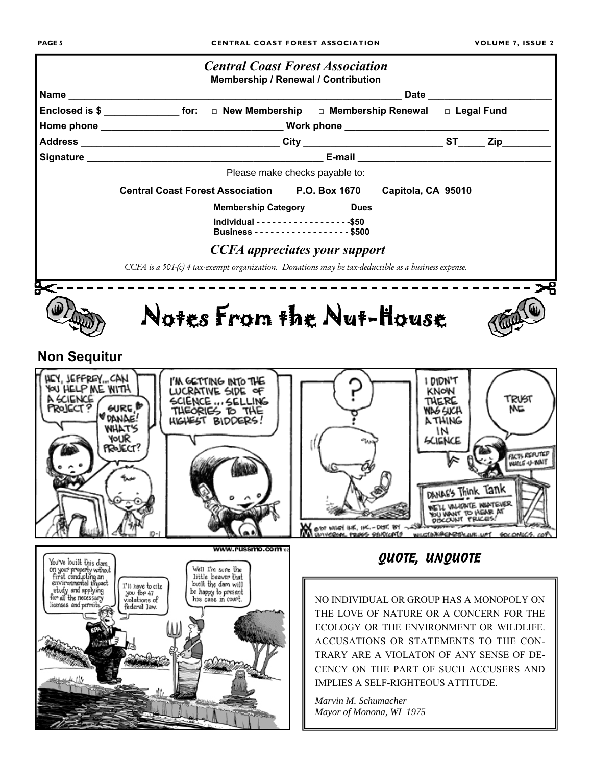## *Central Coast Forest Association*

**Membership / Renewal / Contribution**

**Name** ______________________________ **Date** ______________

**Enclosed is $** __________ **for:** □ **New Membership** □ **Membership Renewal** □ **Legal Fund**

**Home phone** ______________________ **Work phone** ______________________

**Address** ______________________ **City** ______________ **ST**_____ **Zip**________

**Signature** ______________________ **E-mail** ______________________

Please make checks payable to:

**Central Coast Forest Association P.O. Box 1670 Capitola, CA 95010**

| **Membership Category** | **Dues** |
|---|---|
| **Individual** | **$50** |
| **Business** | **$500** |

### *CCFA appreciates your support*

*CCFA is a 501-(c) 4 tax-exempt organization. Donations may be tax-deductible as a business expense.*

# Notes From the Nut-House

## Non Sequitur

## *QUOTE, UNQUOTE*

NO INDIVIDUAL OR GROUP HAS A MONOPOLY ON THE LOVE OF NATURE OR A CONCERN FOR THE ECOLOGY OR THE ENVIRONMENT OR WILDLIFE. ACCUSATIONS OR STATEMENTS TO THE CONTRARY ARE A VIOLATON OF ANY SENSE OF DECENCY ON THE PART OF SUCH ACCUSERS AND IMPLIES A SELF-RIGHTEOUS ATTITUDE.

*Marvin M. Schumacher*
*Mayor of Monona, WI 1975*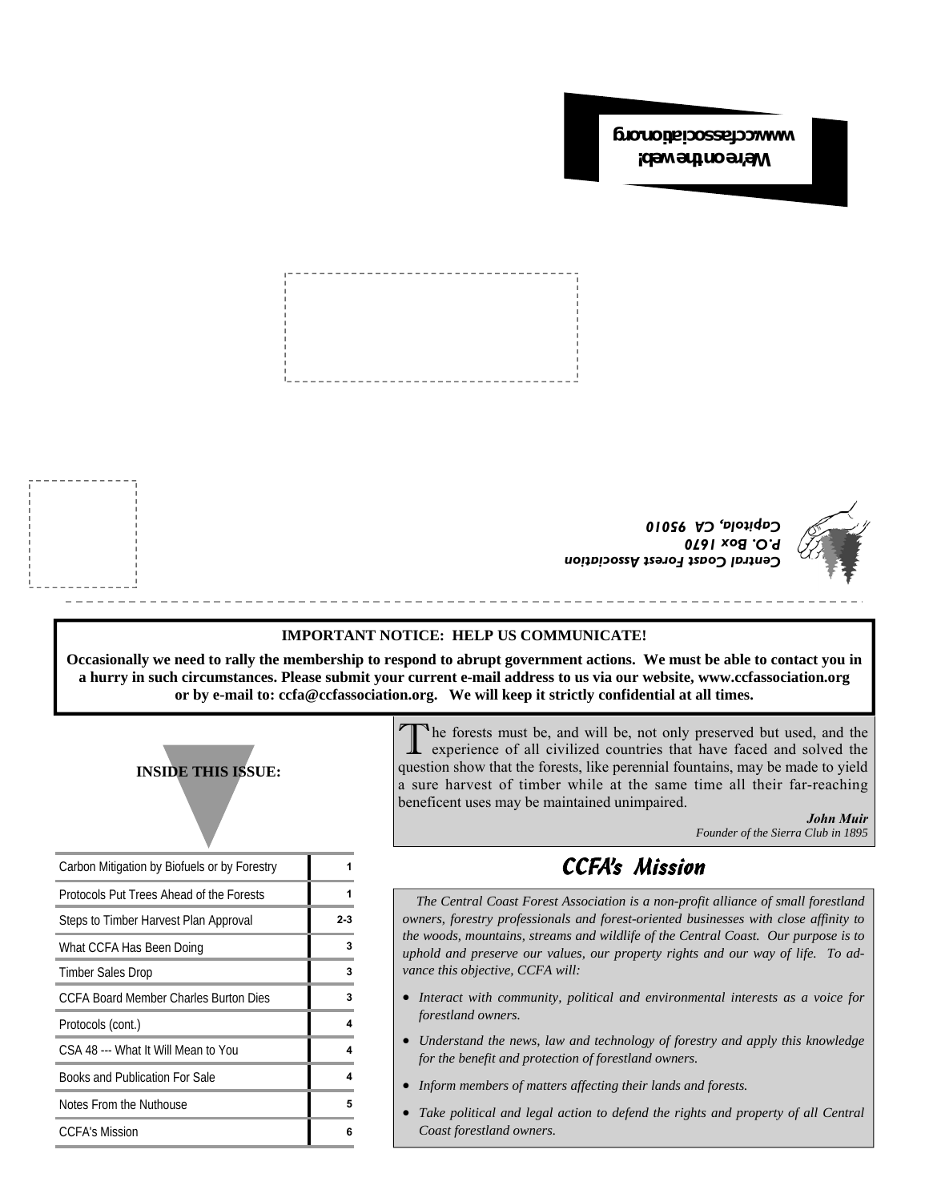**We're on the web!**
**www.ccfassociation.org**

***Central Coast Forest Association***
***P.O. Box 1670***
***Capitola, CA 95010***

**IMPORTANT NOTICE: HELP US COMMUNICATE!**

**Occasionally we need to rally the membership to respond to abrupt government actions. We must be able to contact you in a hurry in such circumstances. Please submit your current e-mail address to us via our website, www.ccfassociation.org or by e-mail to: ccfa@ccfassociation.org. We will keep it strictly confidential at all times.**

**INSIDE THIS ISSUE:**

| | |
|---|---|
| Carbon Mitigation by Biofuels or by Forestry | 1 |
| Protocols Put Trees Ahead of the Forests | 1 |
| Steps to Timber Harvest Plan Approval | 2-3 |
| What CCFA Has Been Doing | 3 |
| Timber Sales Drop | 3 |
| CCFA Board Member Charles Burton Dies | 3 |
| Protocols (cont.) | 4 |
| CSA 48 --- What It Will Mean to You | 4 |
| Books and Publication For Sale | 4 |
| Notes From the Nuthouse | 5 |
| CCFA's Mission | 6 |

The forests must be, and will be, not only preserved but used, and the experience of all civilized countries that have faced and solved the question show that the forests, like perennial fountains, may be made to yield a sure harvest of timber while at the same time all their far-reaching beneficent uses may be maintained unimpaired.

***John Muir***
*Founder of the Sierra Club in 1895*

## CCFA's Mission

*The Central Coast Forest Association is a non-profit alliance of small forestland owners, forestry professionals and forest-oriented businesses with close affinity to the woods, mountains, streams and wildlife of the Central Coast. Our purpose is to uphold and preserve our values, our property rights and our way of life. To advance this objective, CCFA will:*

- *Interact with community, political and environmental interests as a voice for forestland owners.*
- *Understand the news, law and technology of forestry and apply this knowledge for the benefit and protection of forestland owners.*
- *Inform members of matters affecting their lands and forests.*
- *Take political and legal action to defend the rights and property of all Central Coast forestland owners.*